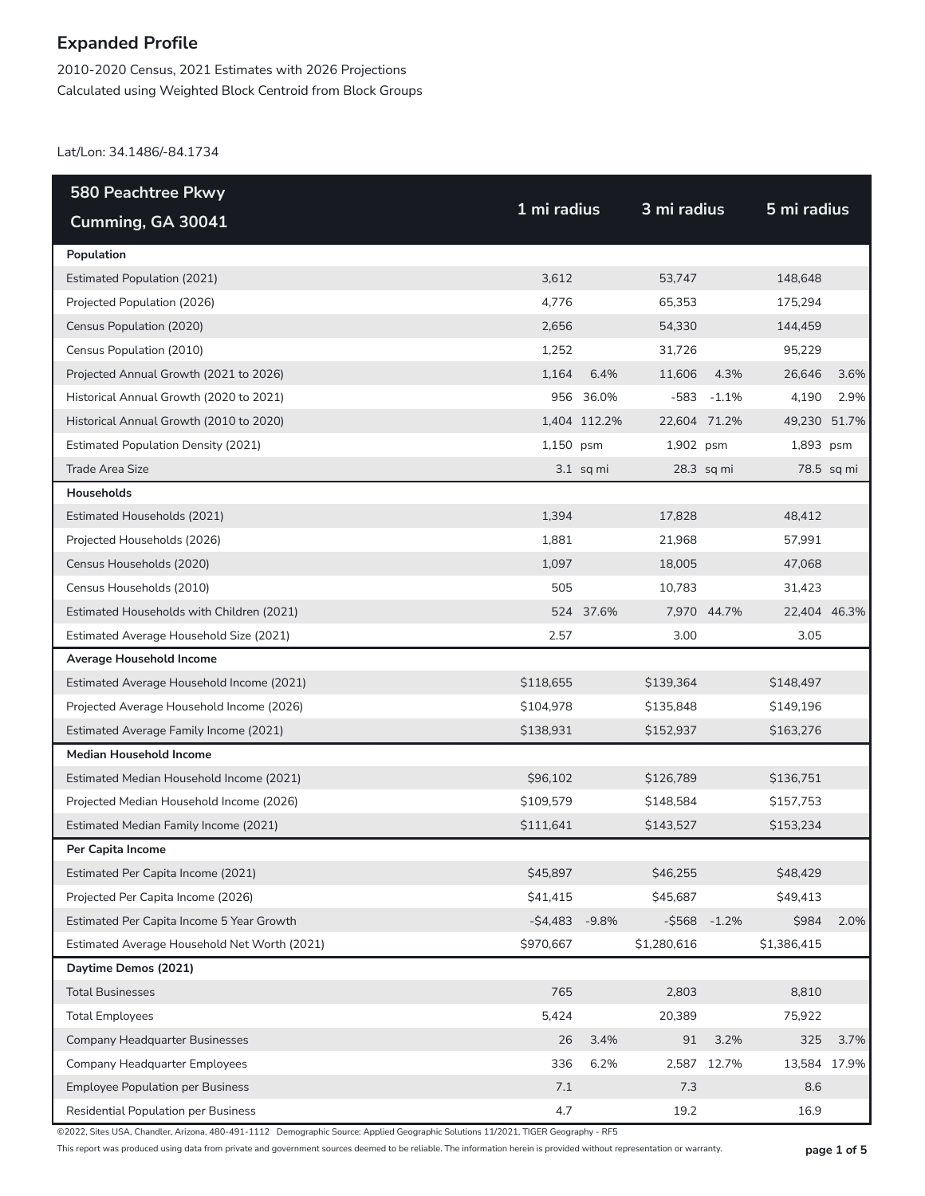# Expanded Profile

2010-2020 Census, 2021 Estimates with 2026 Projections
Calculated using Weighted Block Centroid from Block Groups

Lat/Lon: 34.1486/-84.1734

| 580 Peachtree Pkwy Cumming, GA 30041 | 1 mi radius | | 3 mi radius | | 5 mi radius | |
|---|---|---|---|---|---|---|
| **Population** | | | | | | |
| Estimated Population (2021) | 3,612 | | 53,747 | | 148,648 | |
| Projected Population (2026) | 4,776 | | 65,353 | | 175,294 | |
| Census Population (2020) | 2,656 | | 54,330 | | 144,459 | |
| Census Population (2010) | 1,252 | | 31,726 | | 95,229 | |
| Projected Annual Growth (2021 to 2026) | 1,164 | 6.4% | 11,606 | 4.3% | 26,646 | 3.6% |
| Historical Annual Growth (2020 to 2021) | 956 | 36.0% | -583 | -1.1% | 4,190 | 2.9% |
| Historical Annual Growth (2010 to 2020) | 1,404 | 112.2% | 22,604 | 71.2% | 49,230 | 51.7% |
| Estimated Population Density (2021) | 1,150 | psm | 1,902 | psm | 1,893 | psm |
| Trade Area Size | 3.1 | sq mi | 28.3 | sq mi | 78.5 | sq mi |
| **Households** | | | | | | |
| Estimated Households (2021) | 1,394 | | 17,828 | | 48,412 | |
| Projected Households (2026) | 1,881 | | 21,968 | | 57,991 | |
| Census Households (2020) | 1,097 | | 18,005 | | 47,068 | |
| Census Households (2010) | 505 | | 10,783 | | 31,423 | |
| Estimated Households with Children (2021) | 524 | 37.6% | 7,970 | 44.7% | 22,404 | 46.3% |
| Estimated Average Household Size (2021) | 2.57 | | 3.00 | | 3.05 | |
| **Average Household Income** | | | | | | |
| Estimated Average Household Income (2021) | $118,655 | | $139,364 | | $148,497 | |
| Projected Average Household Income (2026) | $104,978 | | $135,848 | | $149,196 | |
| Estimated Average Family Income (2021) | $138,931 | | $152,937 | | $163,276 | |
| **Median Household Income** | | | | | | |
| Estimated Median Household Income (2021) | $96,102 | | $126,789 | | $136,751 | |
| Projected Median Household Income (2026) | $109,579 | | $148,584 | | $157,753 | |
| Estimated Median Family Income (2021) | $111,641 | | $143,527 | | $153,234 | |
| **Per Capita Income** | | | | | | |
| Estimated Per Capita Income (2021) | $45,897 | | $46,255 | | $48,429 | |
| Projected Per Capita Income (2026) | $41,415 | | $45,687 | | $49,413 | |
| Estimated Per Capita Income 5 Year Growth | -$4,483 | -9.8% | -$568 | -1.2% | $984 | 2.0% |
| Estimated Average Household Net Worth (2021) | $970,667 | | $1,280,616 | | $1,386,415 | |
| **Daytime Demos (2021)** | | | | | | |
| Total Businesses | 765 | | 2,803 | | 8,810 | |
| Total Employees | 5,424 | | 20,389 | | 75,922 | |
| Company Headquarter Businesses | 26 | 3.4% | 91 | 3.2% | 325 | 3.7% |
| Company Headquarter Employees | 336 | 6.2% | 2,587 | 12.7% | 13,584 | 17.9% |
| Employee Population per Business | 7.1 | | 7.3 | | 8.6 | |
| Residential Population per Business | 4.7 | | 19.2 | | 16.9 | |

©2022, Sites USA, Chandler, Arizona, 480-491-1112 Demographic Source: Applied Geographic Solutions 11/2021, TIGER Geography - RF5

This report was produced using data from private and government sources deemed to be reliable. The information herein is provided without representation or warranty.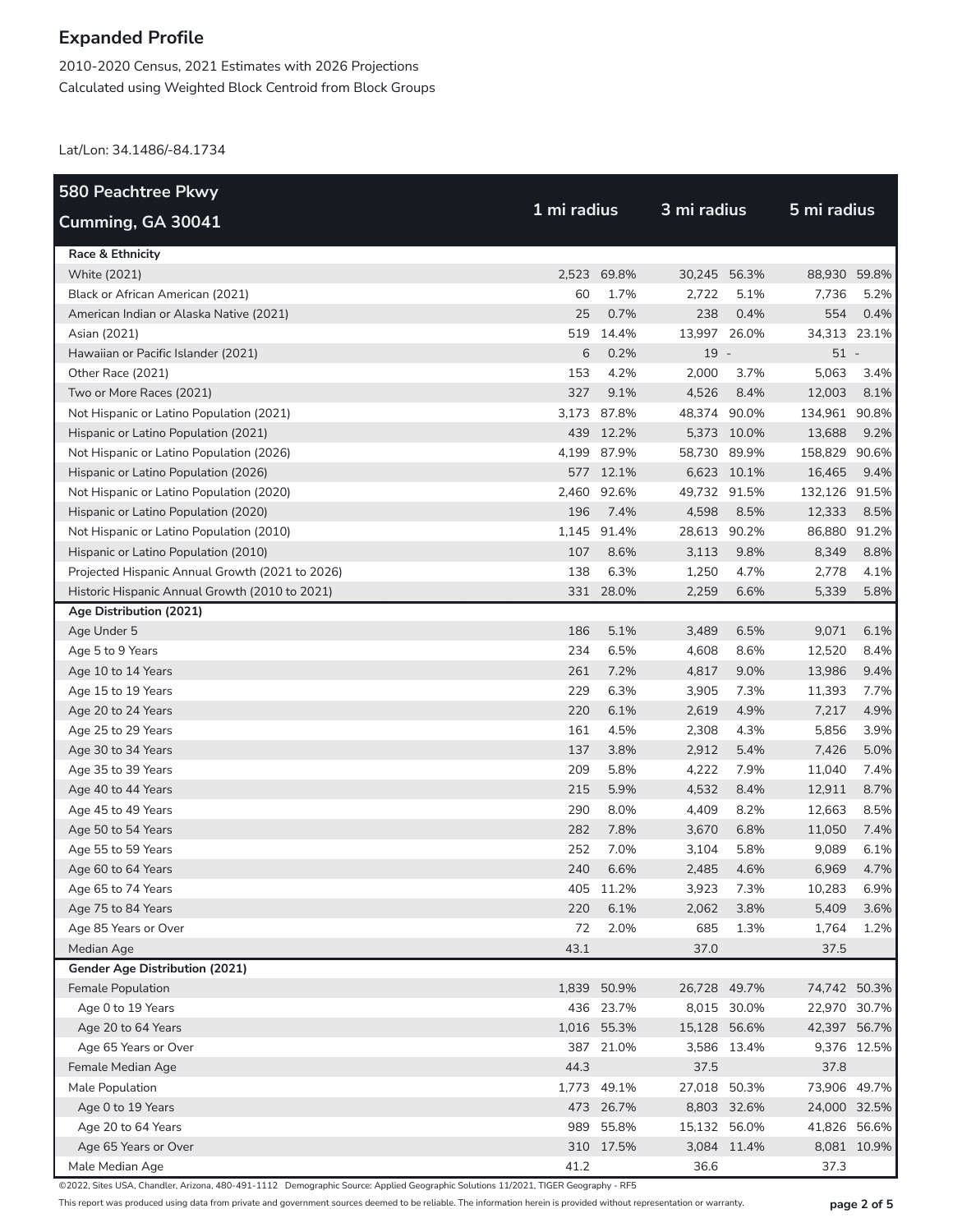# Expanded Profile

2010-2020 Census, 2021 Estimates with 2026 Projections
Calculated using Weighted Block Centroid from Block Groups

Lat/Lon: 34.1486/-84.1734

| 580 Peachtree Pkwy Cumming, GA 30041 | 1 mi radius | | 3 mi radius | | 5 mi radius | |
|---|---|---|---|---|---|---|
| **Race & Ethnicity** | | | | | | |
| White (2021) | 2,523 | 69.8% | 30,245 | 56.3% | 88,930 | 59.8% |
| Black or African American (2021) | 60 | 1.7% | 2,722 | 5.1% | 7,736 | 5.2% |
| American Indian or Alaska Native (2021) | 25 | 0.7% | 238 | 0.4% | 554 | 0.4% |
| Asian (2021) | 519 | 14.4% | 13,997 | 26.0% | 34,313 | 23.1% |
| Hawaiian or Pacific Islander (2021) | 6 | 0.2% | 19 | - | 51 | - |
| Other Race (2021) | 153 | 4.2% | 2,000 | 3.7% | 5,063 | 3.4% |
| Two or More Races (2021) | 327 | 9.1% | 4,526 | 8.4% | 12,003 | 8.1% |
| Not Hispanic or Latino Population (2021) | 3,173 | 87.8% | 48,374 | 90.0% | 134,961 | 90.8% |
| Hispanic or Latino Population (2021) | 439 | 12.2% | 5,373 | 10.0% | 13,688 | 9.2% |
| Not Hispanic or Latino Population (2026) | 4,199 | 87.9% | 58,730 | 89.9% | 158,829 | 90.6% |
| Hispanic or Latino Population (2026) | 577 | 12.1% | 6,623 | 10.1% | 16,465 | 9.4% |
| Not Hispanic or Latino Population (2020) | 2,460 | 92.6% | 49,732 | 91.5% | 132,126 | 91.5% |
| Hispanic or Latino Population (2020) | 196 | 7.4% | 4,598 | 8.5% | 12,333 | 8.5% |
| Not Hispanic or Latino Population (2010) | 1,145 | 91.4% | 28,613 | 90.2% | 86,880 | 91.2% |
| Hispanic or Latino Population (2010) | 107 | 8.6% | 3,113 | 9.8% | 8,349 | 8.8% |
| Projected Hispanic Annual Growth (2021 to 2026) | 138 | 6.3% | 1,250 | 4.7% | 2,778 | 4.1% |
| Historic Hispanic Annual Growth (2010 to 2021) | 331 | 28.0% | 2,259 | 6.6% | 5,339 | 5.8% |
| **Age Distribution (2021)** | | | | | | |
| Age Under 5 | 186 | 5.1% | 3,489 | 6.5% | 9,071 | 6.1% |
| Age 5 to 9 Years | 234 | 6.5% | 4,608 | 8.6% | 12,520 | 8.4% |
| Age 10 to 14 Years | 261 | 7.2% | 4,817 | 9.0% | 13,986 | 9.4% |
| Age 15 to 19 Years | 229 | 6.3% | 3,905 | 7.3% | 11,393 | 7.7% |
| Age 20 to 24 Years | 220 | 6.1% | 2,619 | 4.9% | 7,217 | 4.9% |
| Age 25 to 29 Years | 161 | 4.5% | 2,308 | 4.3% | 5,856 | 3.9% |
| Age 30 to 34 Years | 137 | 3.8% | 2,912 | 5.4% | 7,426 | 5.0% |
| Age 35 to 39 Years | 209 | 5.8% | 4,222 | 7.9% | 11,040 | 7.4% |
| Age 40 to 44 Years | 215 | 5.9% | 4,532 | 8.4% | 12,911 | 8.7% |
| Age 45 to 49 Years | 290 | 8.0% | 4,409 | 8.2% | 12,663 | 8.5% |
| Age 50 to 54 Years | 282 | 7.8% | 3,670 | 6.8% | 11,050 | 7.4% |
| Age 55 to 59 Years | 252 | 7.0% | 3,104 | 5.8% | 9,089 | 6.1% |
| Age 60 to 64 Years | 240 | 6.6% | 2,485 | 4.6% | 6,969 | 4.7% |
| Age 65 to 74 Years | 405 | 11.2% | 3,923 | 7.3% | 10,283 | 6.9% |
| Age 75 to 84 Years | 220 | 6.1% | 2,062 | 3.8% | 5,409 | 3.6% |
| Age 85 Years or Over | 72 | 2.0% | 685 | 1.3% | 1,764 | 1.2% |
| Median Age | 43.1 | | 37.0 | | 37.5 | |
| **Gender Age Distribution (2021)** | | | | | | |
| Female Population | 1,839 | 50.9% | 26,728 | 49.7% | 74,742 | 50.3% |
| Age 0 to 19 Years | 436 | 23.7% | 8,015 | 30.0% | 22,970 | 30.7% |
| Age 20 to 64 Years | 1,016 | 55.3% | 15,128 | 56.6% | 42,397 | 56.7% |
| Age 65 Years or Over | 387 | 21.0% | 3,586 | 13.4% | 9,376 | 12.5% |
| Female Median Age | 44.3 | | 37.5 | | 37.8 | |
| Male Population | 1,773 | 49.1% | 27,018 | 50.3% | 73,906 | 49.7% |
| Age 0 to 19 Years | 473 | 26.7% | 8,803 | 32.6% | 24,000 | 32.5% |
| Age 20 to 64 Years | 989 | 55.8% | 15,132 | 56.0% | 41,826 | 56.6% |
| Age 65 Years or Over | 310 | 17.5% | 3,084 | 11.4% | 8,081 | 10.9% |
| Male Median Age | 41.2 | | 36.6 | | 37.3 | |

©2022, Sites USA, Chandler, Arizona, 480-491-1112 Demographic Source: Applied Geographic Solutions 11/2021, TIGER Geography - RF5

This report was produced using data from private and government sources deemed to be reliable. The information herein is provided without representation or warranty.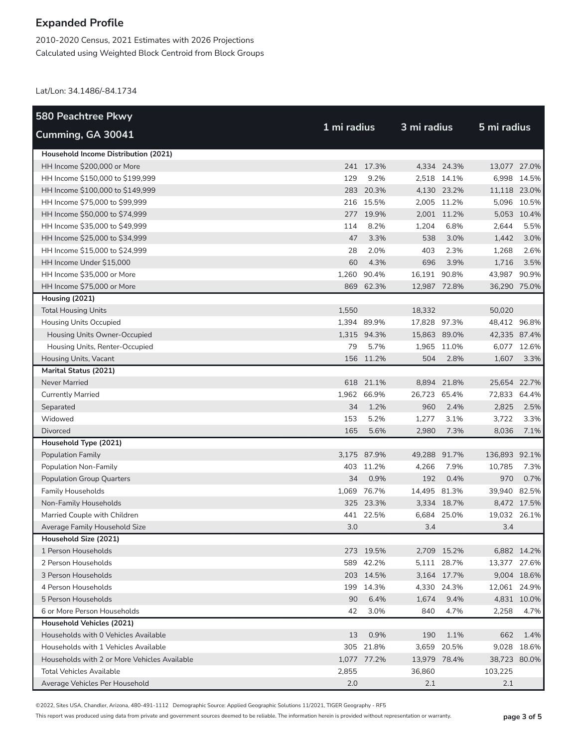# Expanded Profile

2010-2020 Census, 2021 Estimates with 2026 Projections
Calculated using Weighted Block Centroid from Block Groups

Lat/Lon: 34.1486/-84.1734

| 580 Peachtree Pkwy Cumming, GA 30041 | 1 mi radius | | 3 mi radius | | 5 mi radius | |
|---|---|---|---|---|---|---|
| **Household Income Distribution (2021)** | | | | | | |
| HH Income $200,000 or More | 241 | 17.3% | 4,334 | 24.3% | 13,077 | 27.0% |
| HH Income $150,000 to $199,999 | 129 | 9.2% | 2,518 | 14.1% | 6,998 | 14.5% |
| HH Income $100,000 to $149,999 | 283 | 20.3% | 4,130 | 23.2% | 11,118 | 23.0% |
| HH Income $75,000 to $99,999 | 216 | 15.5% | 2,005 | 11.2% | 5,096 | 10.5% |
| HH Income $50,000 to $74,999 | 277 | 19.9% | 2,001 | 11.2% | 5,053 | 10.4% |
| HH Income $35,000 to $49,999 | 114 | 8.2% | 1,204 | 6.8% | 2,644 | 5.5% |
| HH Income $25,000 to $34,999 | 47 | 3.3% | 538 | 3.0% | 1,442 | 3.0% |
| HH Income $15,000 to $24,999 | 28 | 2.0% | 403 | 2.3% | 1,268 | 2.6% |
| HH Income Under $15,000 | 60 | 4.3% | 696 | 3.9% | 1,716 | 3.5% |
| HH Income $35,000 or More | 1,260 | 90.4% | 16,191 | 90.8% | 43,987 | 90.9% |
| HH Income $75,000 or More | 869 | 62.3% | 12,987 | 72.8% | 36,290 | 75.0% |
| **Housing (2021)** | | | | | | |
| Total Housing Units | 1,550 | | 18,332 | | 50,020 | |
| Housing Units Occupied | 1,394 | 89.9% | 17,828 | 97.3% | 48,412 | 96.8% |
| Housing Units Owner-Occupied | 1,315 | 94.3% | 15,863 | 89.0% | 42,335 | 87.4% |
| Housing Units, Renter-Occupied | 79 | 5.7% | 1,965 | 11.0% | 6,077 | 12.6% |
| Housing Units, Vacant | 156 | 11.2% | 504 | 2.8% | 1,607 | 3.3% |
| **Marital Status (2021)** | | | | | | |
| Never Married | 618 | 21.1% | 8,894 | 21.8% | 25,654 | 22.7% |
| Currently Married | 1,962 | 66.9% | 26,723 | 65.4% | 72,833 | 64.4% |
| Separated | 34 | 1.2% | 960 | 2.4% | 2,825 | 2.5% |
| Widowed | 153 | 5.2% | 1,277 | 3.1% | 3,722 | 3.3% |
| Divorced | 165 | 5.6% | 2,980 | 7.3% | 8,036 | 7.1% |
| **Household Type (2021)** | | | | | | |
| Population Family | 3,175 | 87.9% | 49,288 | 91.7% | 136,893 | 92.1% |
| Population Non-Family | 403 | 11.2% | 4,266 | 7.9% | 10,785 | 7.3% |
| Population Group Quarters | 34 | 0.9% | 192 | 0.4% | 970 | 0.7% |
| Family Households | 1,069 | 76.7% | 14,495 | 81.3% | 39,940 | 82.5% |
| Non-Family Households | 325 | 23.3% | 3,334 | 18.7% | 8,472 | 17.5% |
| Married Couple with Children | 441 | 22.5% | 6,684 | 25.0% | 19,032 | 26.1% |
| Average Family Household Size | 3.0 | | 3.4 | | 3.4 | |
| **Household Size (2021)** | | | | | | |
| 1 Person Households | 273 | 19.5% | 2,709 | 15.2% | 6,882 | 14.2% |
| 2 Person Households | 589 | 42.2% | 5,111 | 28.7% | 13,377 | 27.6% |
| 3 Person Households | 203 | 14.5% | 3,164 | 17.7% | 9,004 | 18.6% |
| 4 Person Households | 199 | 14.3% | 4,330 | 24.3% | 12,061 | 24.9% |
| 5 Person Households | 90 | 6.4% | 1,674 | 9.4% | 4,831 | 10.0% |
| 6 or More Person Households | 42 | 3.0% | 840 | 4.7% | 2,258 | 4.7% |
| **Household Vehicles (2021)** | | | | | | |
| Households with 0 Vehicles Available | 13 | 0.9% | 190 | 1.1% | 662 | 1.4% |
| Households with 1 Vehicles Available | 305 | 21.8% | 3,659 | 20.5% | 9,028 | 18.6% |
| Households with 2 or More Vehicles Available | 1,077 | 77.2% | 13,979 | 78.4% | 38,723 | 80.0% |
| Total Vehicles Available | 2,855 | | 36,860 | | 103,225 | |
| Average Vehicles Per Household | 2.0 | | 2.1 | | 2.1 | |

©2022, Sites USA, Chandler, Arizona, 480-491-1112 Demographic Source: Applied Geographic Solutions 11/2021, TIGER Geography - RF5

This report was produced using data from private and government sources deemed to be reliable. The information herein is provided without representation or warranty.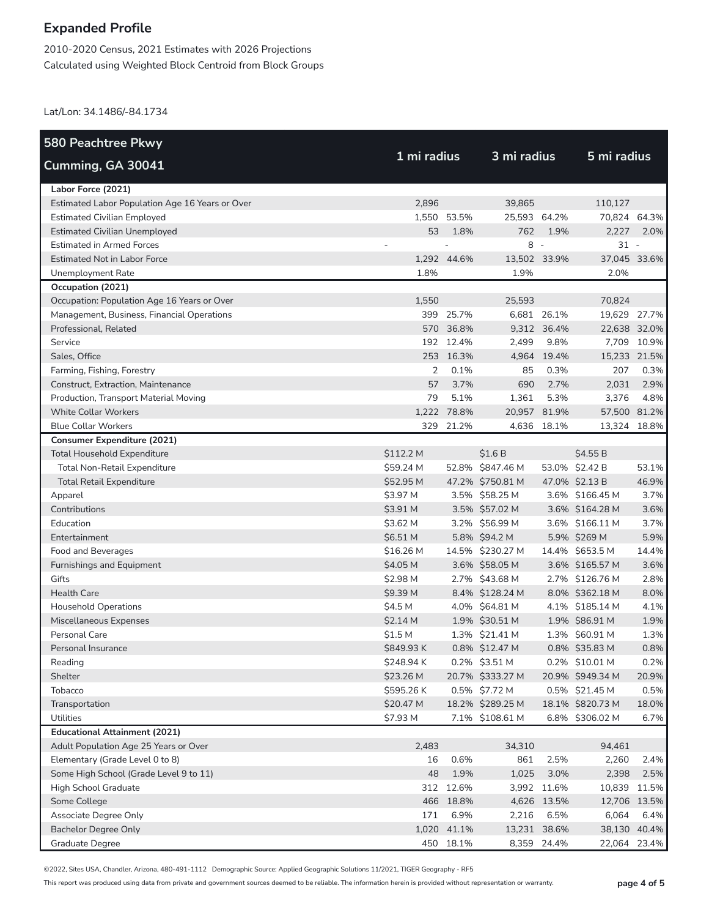# Expanded Profile

2010-2020 Census, 2021 Estimates with 2026 Projections
Calculated using Weighted Block Centroid from Block Groups

Lat/Lon: 34.1486/-84.1734

| 580 Peachtree Pkwy<br>Cumming, GA 30041 | 1 mi radius | | 3 mi radius | | 5 mi radius | |
|---|---|---|---|---|---|---|
| **Labor Force (2021)** | | | | | | |
| Estimated Labor Population Age 16 Years or Over | 2,896 | | 39,865 | | 110,127 | |
| Estimated Civilian Employed | 1,550 | 53.5% | 25,593 | 64.2% | 70,824 | 64.3% |
| Estimated Civilian Unemployed | 53 | 1.8% | 762 | 1.9% | 2,227 | 2.0% |
| Estimated in Armed Forces | - | - | 8 | - | 31 | - |
| Estimated Not in Labor Force | 1,292 | 44.6% | 13,502 | 33.9% | 37,045 | 33.6% |
| Unemployment Rate | 1.8% | | 1.9% | | 2.0% | |
| **Occupation (2021)** | | | | | | |
| Occupation: Population Age 16 Years or Over | 1,550 | | 25,593 | | 70,824 | |
| Management, Business, Financial Operations | 399 | 25.7% | 6,681 | 26.1% | 19,629 | 27.7% |
| Professional, Related | 570 | 36.8% | 9,312 | 36.4% | 22,638 | 32.0% |
| Service | 192 | 12.4% | 2,499 | 9.8% | 7,709 | 10.9% |
| Sales, Office | 253 | 16.3% | 4,964 | 19.4% | 15,233 | 21.5% |
| Farming, Fishing, Forestry | 2 | 0.1% | 85 | 0.3% | 207 | 0.3% |
| Construct, Extraction, Maintenance | 57 | 3.7% | 690 | 2.7% | 2,031 | 2.9% |
| Production, Transport Material Moving | 79 | 5.1% | 1,361 | 5.3% | 3,376 | 4.8% |
| White Collar Workers | 1,222 | 78.8% | 20,957 | 81.9% | 57,500 | 81.2% |
| Blue Collar Workers | 329 | 21.2% | 4,636 | 18.1% | 13,324 | 18.8% |
| **Consumer Expenditure (2021)** | | | | | | |
| Total Household Expenditure | $112.2 M | | $1.6 B | | $4.55 B | |
| Total Non-Retail Expenditure | $59.24 M | 52.8% | $847.46 M | 53.0% | $2.42 B | 53.1% |
| Total Retail Expenditure | $52.95 M | 47.2% | $750.81 M | 47.0% | $2.13 B | 46.9% |
| Apparel | $3.97 M | 3.5% | $58.25 M | 3.6% | $166.45 M | 3.7% |
| Contributions | $3.91 M | 3.5% | $57.02 M | 3.6% | $164.28 M | 3.6% |
| Education | $3.62 M | 3.2% | $56.99 M | 3.6% | $166.11 M | 3.7% |
| Entertainment | $6.51 M | 5.8% | $94.2 M | 5.9% | $269 M | 5.9% |
| Food and Beverages | $16.26 M | 14.5% | $230.27 M | 14.4% | $653.5 M | 14.4% |
| Furnishings and Equipment | $4.05 M | 3.6% | $58.05 M | 3.6% | $165.57 M | 3.6% |
| Gifts | $2.98 M | 2.7% | $43.68 M | 2.7% | $126.76 M | 2.8% |
| Health Care | $9.39 M | 8.4% | $128.24 M | 8.0% | $362.18 M | 8.0% |
| Household Operations | $4.5 M | 4.0% | $64.81 M | 4.1% | $185.14 M | 4.1% |
| Miscellaneous Expenses | $2.14 M | 1.9% | $30.51 M | 1.9% | $86.91 M | 1.9% |
| Personal Care | $1.5 M | 1.3% | $21.41 M | 1.3% | $60.91 M | 1.3% |
| Personal Insurance | $849.93 K | 0.8% | $12.47 M | 0.8% | $35.83 M | 0.8% |
| Reading | $248.94 K | 0.2% | $3.51 M | 0.2% | $10.01 M | 0.2% |
| Shelter | $23.26 M | 20.7% | $333.27 M | 20.9% | $949.34 M | 20.9% |
| Tobacco | $595.26 K | 0.5% | $7.72 M | 0.5% | $21.45 M | 0.5% |
| Transportation | $20.47 M | 18.2% | $289.25 M | 18.1% | $820.73 M | 18.0% |
| Utilities | $7.93 M | 7.1% | $108.61 M | 6.8% | $306.02 M | 6.7% |
| **Educational Attainment (2021)** | | | | | | |
| Adult Population Age 25 Years or Over | 2,483 | | 34,310 | | 94,461 | |
| Elementary (Grade Level 0 to 8) | 16 | 0.6% | 861 | 2.5% | 2,260 | 2.4% |
| Some High School (Grade Level 9 to 11) | 48 | 1.9% | 1,025 | 3.0% | 2,398 | 2.5% |
| High School Graduate | 312 | 12.6% | 3,992 | 11.6% | 10,839 | 11.5% |
| Some College | 466 | 18.8% | 4,626 | 13.5% | 12,706 | 13.5% |
| Associate Degree Only | 171 | 6.9% | 2,216 | 6.5% | 6,064 | 6.4% |
| Bachelor Degree Only | 1,020 | 41.1% | 13,231 | 38.6% | 38,130 | 40.4% |
| Graduate Degree | 450 | 18.1% | 8,359 | 24.4% | 22,064 | 23.4% |

©2022, Sites USA, Chandler, Arizona, 480-491-1112 Demographic Source: Applied Geographic Solutions 11/2021, TIGER Geography - RF5

This report was produced using data from private and government sources deemed to be reliable. The information herein is provided without representation or warranty.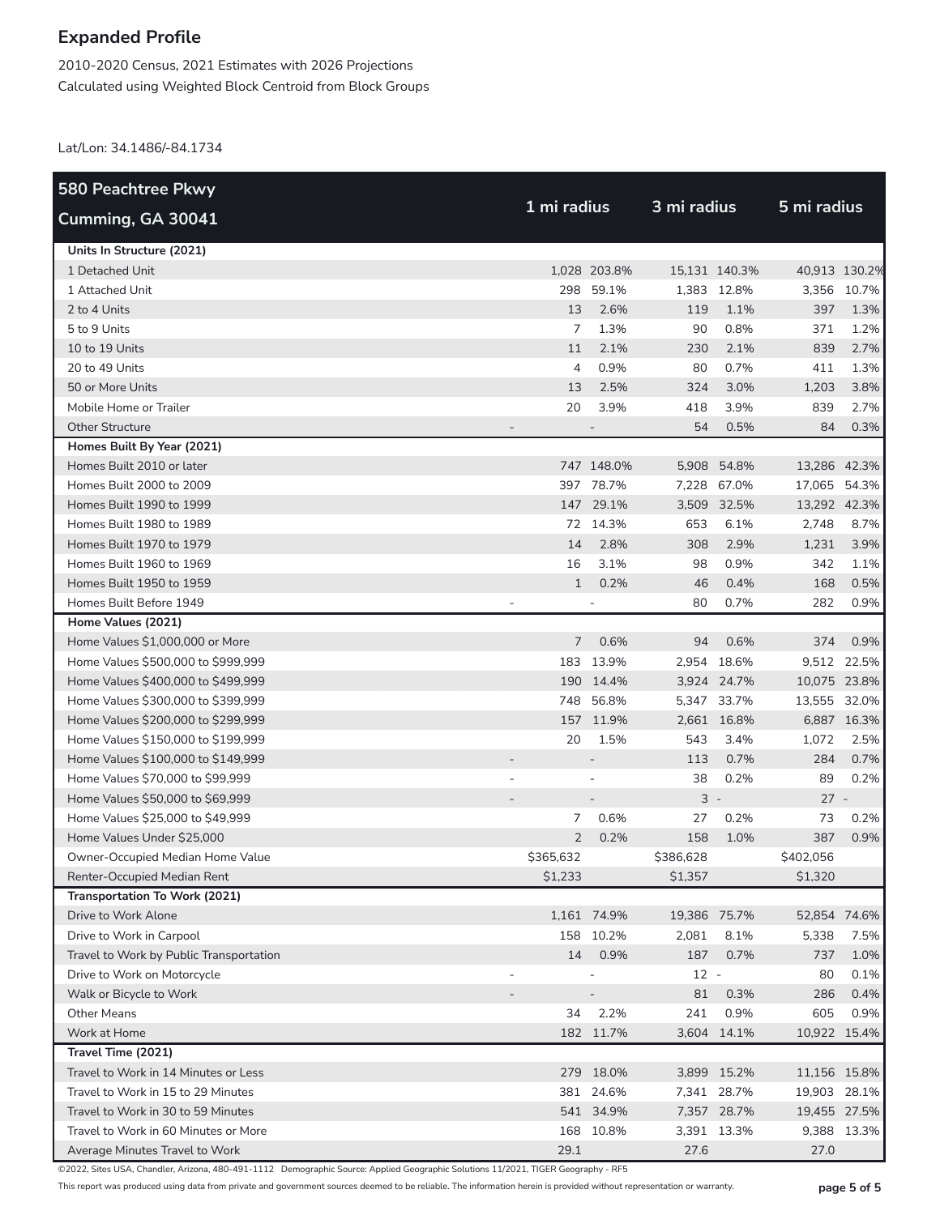# Expanded Profile

2010-2020 Census, 2021 Estimates with 2026 Projections
Calculated using Weighted Block Centroid from Block Groups

Lat/Lon: 34.1486/-84.1734

| 580 Peachtree Pkwy Cumming, GA 30041 | 1 mi radius | | 3 mi radius | | 5 mi radius | |
|---|---|---|---|---|---|---|
| **Units In Structure (2021)** | | | | | | |
| 1 Detached Unit | 1,028 | 203.8% | 15,131 | 140.3% | 40,913 | 130.2% |
| 1 Attached Unit | 298 | 59.1% | 1,383 | 12.8% | 3,356 | 10.7% |
| 2 to 4 Units | 13 | 2.6% | 119 | 1.1% | 397 | 1.3% |
| 5 to 9 Units | 7 | 1.3% | 90 | 0.8% | 371 | 1.2% |
| 10 to 19 Units | 11 | 2.1% | 230 | 2.1% | 839 | 2.7% |
| 20 to 49 Units | 4 | 0.9% | 80 | 0.7% | 411 | 1.3% |
| 50 or More Units | 13 | 2.5% | 324 | 3.0% | 1,203 | 3.8% |
| Mobile Home or Trailer | 20 | 3.9% | 418 | 3.9% | 839 | 2.7% |
| Other Structure | - | - | 54 | 0.5% | 84 | 0.3% |
| **Homes Built By Year (2021)** | | | | | | |
| Homes Built 2010 or later | 747 | 148.0% | 5,908 | 54.8% | 13,286 | 42.3% |
| Homes Built 2000 to 2009 | 397 | 78.7% | 7,228 | 67.0% | 17,065 | 54.3% |
| Homes Built 1990 to 1999 | 147 | 29.1% | 3,509 | 32.5% | 13,292 | 42.3% |
| Homes Built 1980 to 1989 | 72 | 14.3% | 653 | 6.1% | 2,748 | 8.7% |
| Homes Built 1970 to 1979 | 14 | 2.8% | 308 | 2.9% | 1,231 | 3.9% |
| Homes Built 1960 to 1969 | 16 | 3.1% | 98 | 0.9% | 342 | 1.1% |
| Homes Built 1950 to 1959 | 1 | 0.2% | 46 | 0.4% | 168 | 0.5% |
| Homes Built Before 1949 | - | - | 80 | 0.7% | 282 | 0.9% |
| **Home Values (2021)** | | | | | | |
| Home Values $1,000,000 or More | 7 | 0.6% | 94 | 0.6% | 374 | 0.9% |
| Home Values $500,000 to $999,999 | 183 | 13.9% | 2,954 | 18.6% | 9,512 | 22.5% |
| Home Values $400,000 to $499,999 | 190 | 14.4% | 3,924 | 24.7% | 10,075 | 23.8% |
| Home Values $300,000 to $399,999 | 748 | 56.8% | 5,347 | 33.7% | 13,555 | 32.0% |
| Home Values $200,000 to $299,999 | 157 | 11.9% | 2,661 | 16.8% | 6,887 | 16.3% |
| Home Values $150,000 to $199,999 | 20 | 1.5% | 543 | 3.4% | 1,072 | 2.5% |
| Home Values $100,000 to $149,999 | - | - | 113 | 0.7% | 284 | 0.7% |
| Home Values $70,000 to $99,999 | - | - | 38 | 0.2% | 89 | 0.2% |
| Home Values $50,000 to $69,999 | - | - | 3 | - | 27 | - |
| Home Values $25,000 to $49,999 | 7 | 0.6% | 27 | 0.2% | 73 | 0.2% |
| Home Values Under $25,000 | 2 | 0.2% | 158 | 1.0% | 387 | 0.9% |
| Owner-Occupied Median Home Value | $365,632 | | $386,628 | | $402,056 | |
| Renter-Occupied Median Rent | $1,233 | | $1,357 | | $1,320 | |
| **Transportation To Work (2021)** | | | | | | |
| Drive to Work Alone | 1,161 | 74.9% | 19,386 | 75.7% | 52,854 | 74.6% |
| Drive to Work in Carpool | 158 | 10.2% | 2,081 | 8.1% | 5,338 | 7.5% |
| Travel to Work by Public Transportation | 14 | 0.9% | 187 | 0.7% | 737 | 1.0% |
| Drive to Work on Motorcycle | - | - | 12 | - | 80 | 0.1% |
| Walk or Bicycle to Work | - | - | 81 | 0.3% | 286 | 0.4% |
| Other Means | 34 | 2.2% | 241 | 0.9% | 605 | 0.9% |
| Work at Home | 182 | 11.7% | 3,604 | 14.1% | 10,922 | 15.4% |
| **Travel Time (2021)** | | | | | | |
| Travel to Work in 14 Minutes or Less | 279 | 18.0% | 3,899 | 15.2% | 11,156 | 15.8% |
| Travel to Work in 15 to 29 Minutes | 381 | 24.6% | 7,341 | 28.7% | 19,903 | 28.1% |
| Travel to Work in 30 to 59 Minutes | 541 | 34.9% | 7,357 | 28.7% | 19,455 | 27.5% |
| Travel to Work in 60 Minutes or More | 168 | 10.8% | 3,391 | 13.3% | 9,388 | 13.3% |
| Average Minutes Travel to Work | 29.1 | | 27.6 | | 27.0 | |

©2022, Sites USA, Chandler, Arizona, 480-491-1112 Demographic Source: Applied Geographic Solutions 11/2021, TIGER Geography - RF5

This report was produced using data from private and government sources deemed to be reliable. The information herein is provided without representation or warranty.